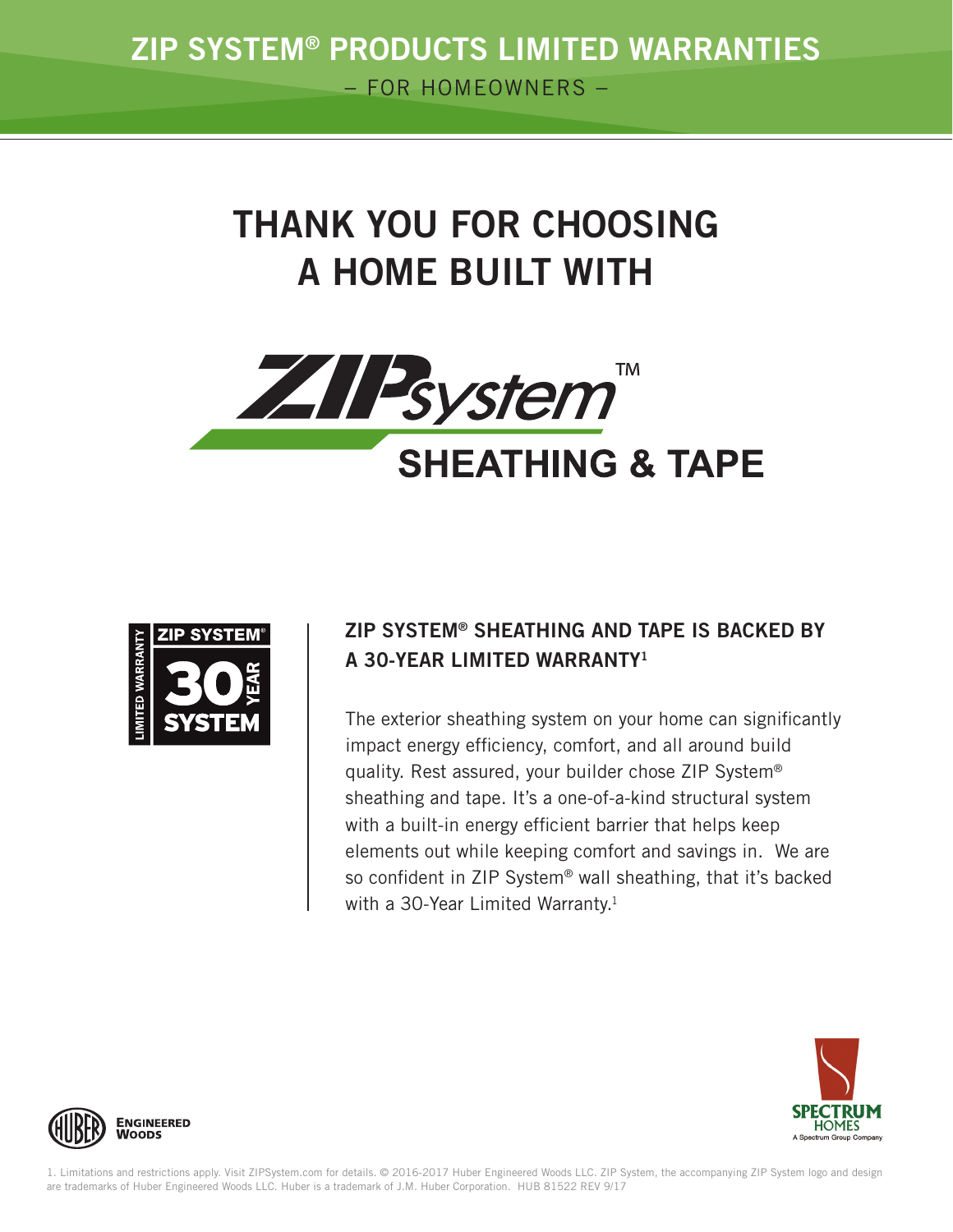# ZIP SYSTEM® PRODUCTS LIMITED WARRANTIES

– FOR HOMEOWNERS –

## THANK YOU FOR CHOOSING A HOME BUILT WITH

ZIPsystem™

SHEATHING & TAPE

LIMITED WARRANTY ZIP SYSTEM® 30 YEAR SYSTEM

### ZIP SYSTEM® SHEATHING AND TAPE IS BACKED BY A 30-YEAR LIMITED WARRANTY[1]

The exterior sheathing system on your home can significantly impact energy efficiency, comfort, and all around build quality. Rest assured, your builder chose ZIP System® sheathing and tape. It's a one-of-a-kind structural system with a built-in energy efficient barrier that helps keep elements out while keeping comfort and savings in. We are so confident in ZIP System® wall sheathing, that it's backed with a 30-Year Limited Warranty.[1]

HUBER ENGINEERED WOODS

SPECTRUM HOMES
A Spectrum Group Company

1. Limitations and restrictions apply. Visit ZIPSystem.com for details. © 2016-2017 Huber Engineered Woods LLC. ZIP System, the accompanying ZIP System logo and design are trademarks of Huber Engineered Woods LLC. Huber is a trademark of J.M. Huber Corporation. HUB 81522 REV 9/17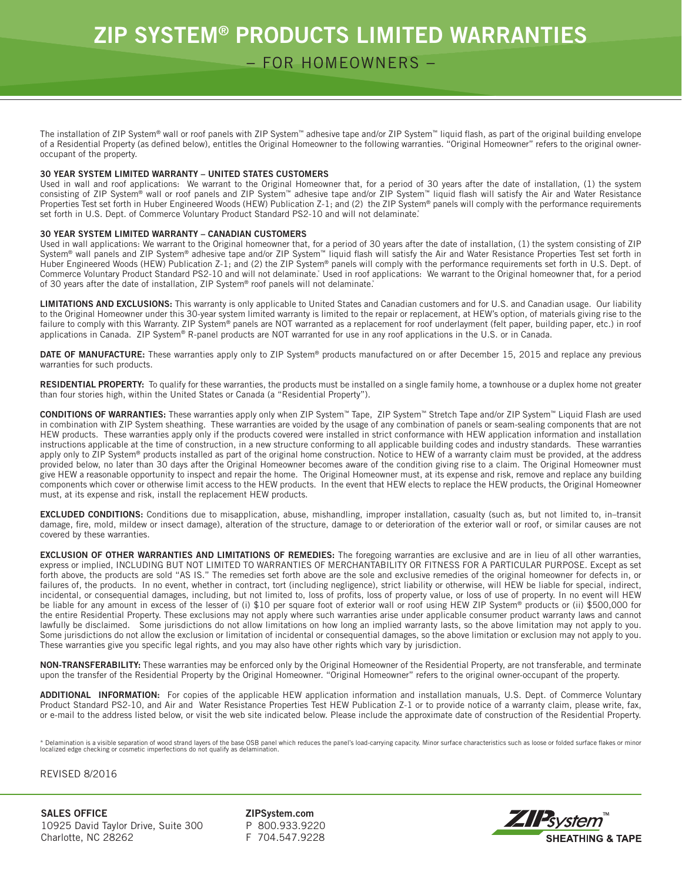# ZIP SYSTEM® PRODUCTS LIMITED WARRANTIES

## – FOR HOMEOWNERS –

The installation of ZIP System® wall or roof panels with ZIP System™ adhesive tape and/or ZIP System™ liquid flash, as part of the original building envelope of a Residential Property (as defined below), entitles the Original Homeowner to the following warranties. "Original Homeowner" refers to the original owner-occupant of the property.

**30 YEAR SYSTEM LIMITED WARRANTY – UNITED STATES CUSTOMERS**

Used in wall and roof applications: We warrant to the Original Homeowner that, for a period of 30 years after the date of installation, (1) the system consisting of ZIP System® wall or roof panels and ZIP System™ adhesive tape and/or ZIP System™ liquid flash will satisfy the Air and Water Resistance Properties Test set forth in Huber Engineered Woods (HEW) Publication Z-1; and (2) the ZIP System® panels will comply with the performance requirements set forth in U.S. Dept. of Commerce Voluntary Product Standard PS2-10 and will not delaminate.*

**30 YEAR SYSTEM LIMITED WARRANTY – CANADIAN CUSTOMERS**

Used in wall applications: We warrant to the Original homeowner that, for a period of 30 years after the date of installation, (1) the system consisting of ZIP System® wall panels and ZIP System® adhesive tape and/or ZIP System™ liquid flash will satisfy the Air and Water Resistance Properties Test set forth in Huber Engineered Woods (HEW) Publication Z-1; and (2) the ZIP System® panels will comply with the performance requirements set forth in U.S. Dept. of Commerce Voluntary Product Standard PS2-10 and will not delaminate.* Used in roof applications: We warrant to the Original homeowner that, for a period of 30 years after the date of installation, ZIP System® roof panels will not delaminate.*

**LIMITATIONS AND EXCLUSIONS:** This warranty is only applicable to United States and Canadian customers and for U.S. and Canadian usage. Our liability to the Original Homeowner under this 30-year system limited warranty is limited to the repair or replacement, at HEW's option, of materials giving rise to the failure to comply with this Warranty. ZIP System® panels are NOT warranted as a replacement for roof underlayment (felt paper, building paper, etc.) in roof applications in Canada. ZIP System® R-panel products are NOT warranted for use in any roof applications in the U.S. or in Canada.

**DATE OF MANUFACTURE:** These warranties apply only to ZIP System® products manufactured on or after December 15, 2015 and replace any previous warranties for such products.

**RESIDENTIAL PROPERTY:** To qualify for these warranties, the products must be installed on a single family home, a townhouse or a duplex home not greater than four stories high, within the United States or Canada (a "Residential Property").

**CONDITIONS OF WARRANTIES:** These warranties apply only when ZIP System™ Tape, ZIP System™ Stretch Tape and/or ZIP System™ Liquid Flash are used in combination with ZIP System sheathing. These warranties are voided by the usage of any combination of panels or seam-sealing components that are not HEW products. These warranties apply only if the products covered were installed in strict conformance with HEW application information and installation instructions applicable at the time of construction, in a new structure conforming to all applicable building codes and industry standards. These warranties apply only to ZIP System® products installed as part of the original home construction. Notice to HEW of a warranty claim must be provided, at the address provided below, no later than 30 days after the Original Homeowner becomes aware of the condition giving rise to a claim. The Original Homeowner must give HEW a reasonable opportunity to inspect and repair the home. The Original Homeowner must, at its expense and risk, remove and replace any building components which cover or otherwise limit access to the HEW products. In the event that HEW elects to replace the HEW products, the Original Homeowner must, at its expense and risk, install the replacement HEW products.

**EXCLUDED CONDITIONS:** Conditions due to misapplication, abuse, mishandling, improper installation, casualty (such as, but not limited to, in–transit damage, fire, mold, mildew or insect damage), alteration of the structure, damage to or deterioration of the exterior wall or roof, or similar causes are not covered by these warranties.

**EXCLUSION OF OTHER WARRANTIES AND LIMITATIONS OF REMEDIES:** The foregoing warranties are exclusive and are in lieu of all other warranties, express or implied, INCLUDING BUT NOT LIMITED TO WARRANTIES OF MERCHANTABILITY OR FITNESS FOR A PARTICULAR PURPOSE. Except as set forth above, the products are sold "AS IS." The remedies set forth above are the sole and exclusive remedies of the original homeowner for defects in, or failures of, the products. In no event, whether in contract, tort (including negligence), strict liability or otherwise, will HEW be liable for special, indirect, incidental, or consequential damages, including, but not limited to, loss of profits, loss of property value, or loss of use of property. In no event will HEW be liable for any amount in excess of the lesser of (i) $10 per square foot of exterior wall or roof using HEW ZIP System® products or (ii) $500,000 for the entire Residential Property. These exclusions may not apply where such warranties arise under applicable consumer product warranty laws and cannot lawfully be disclaimed. Some jurisdictions do not allow limitations on how long an implied warranty lasts, so the above limitation may not apply to you. Some jurisdictions do not allow the exclusion or limitation of incidental or consequential damages, so the above limitation or exclusion may not apply to you. These warranties give you specific legal rights, and you may also have other rights which vary by jurisdiction.

**NON-TRANSFERABILITY:** These warranties may be enforced only by the Original Homeowner of the Residential Property, are not transferable, and terminate upon the transfer of the Residential Property by the Original Homeowner. "Original Homeowner" refers to the original owner-occupant of the property.

**ADDITIONAL INFORMATION:** For copies of the applicable HEW application information and installation manuals, U.S. Dept. of Commerce Voluntary Product Standard PS2-10, and Air and Water Resistance Properties Test HEW Publication Z-1 or to provide notice of a warranty claim, please write, fax, or e-mail to the address listed below, or visit the web site indicated below. Please include the approximate date of construction of the Residential Property.

\* Delamination is a visible separation of wood strand layers of the base OSB panel which reduces the panel's load-carrying capacity. Minor surface characteristics such as loose or folded surface flakes or minor localized edge checking or cosmetic imperfections do not qualify as delamination.

REVISED 8/2016

**SALES OFFICE**
10925 David Taylor Drive, Suite 300
Charlotte, NC 28262

**ZIPSystem.com**
P 800.933.9220
F 704.547.9228

ZIP system™ SHEATHING & TAPE